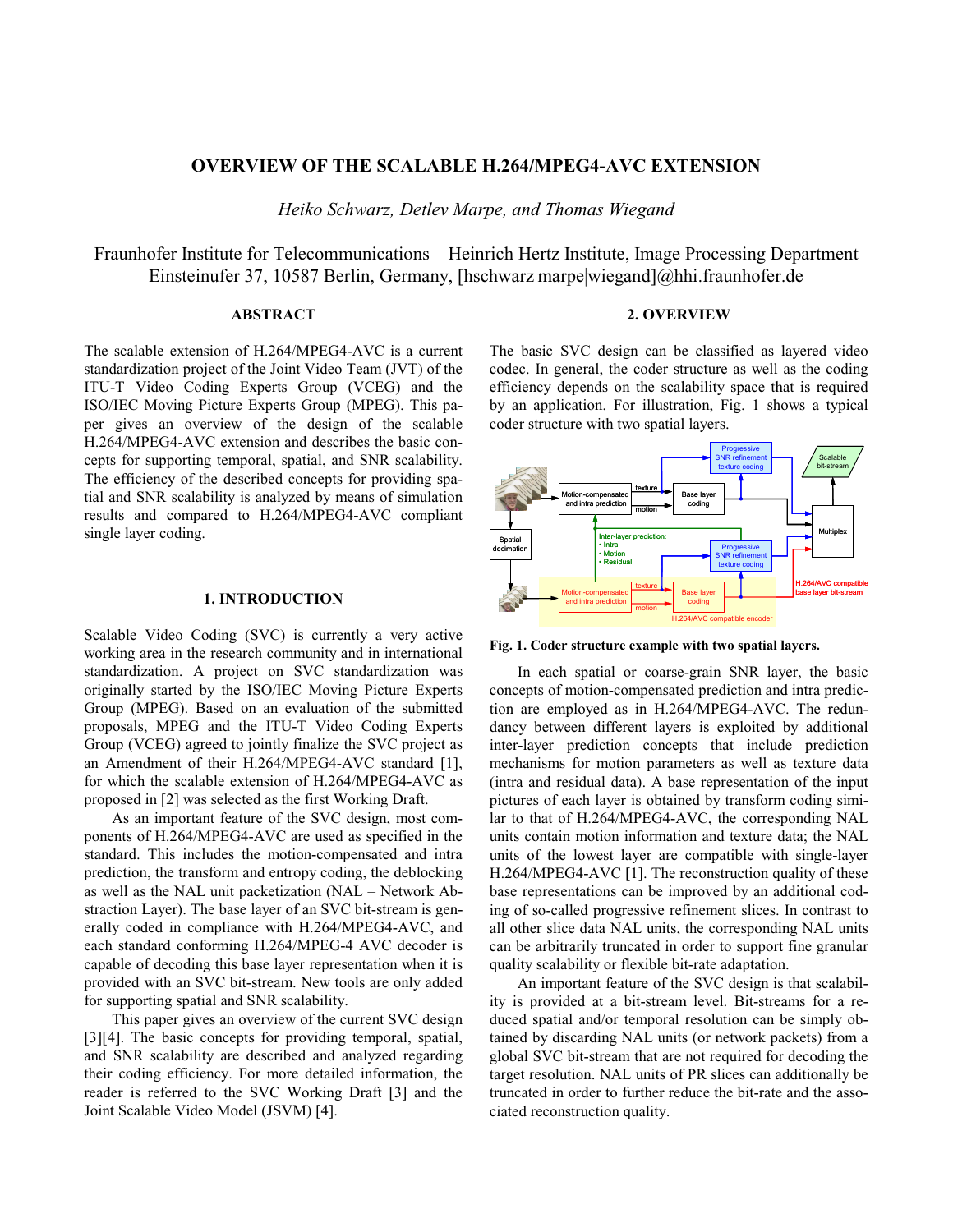# OVERVIEW OF THE SCALABLE H.264/MPEG4-AVC EXTENSION

*Heiko Schwarz, Detlev Marpe, and Thomas Wiegand*

Fraunhofer Institute for Telecommunications – Heinrich Hertz Institute, Image Processing Department
Einsteinufer 37, 10587 Berlin, Germany, [hschwarz|marpe|wiegand]@hhi.fraunhofer.de

## ABSTRACT

The scalable extension of H.264/MPEG4-AVC is a current standardization project of the Joint Video Team (JVT) of the ITU-T Video Coding Experts Group (VCEG) and the ISO/IEC Moving Picture Experts Group (MPEG). This paper gives an overview of the design of the scalable H.264/MPEG4-AVC extension and describes the basic concepts for supporting temporal, spatial, and SNR scalability. The efficiency of the described concepts for providing spatial and SNR scalability is analyzed by means of simulation results and compared to H.264/MPEG4-AVC compliant single layer coding.

## 1. INTRODUCTION

Scalable Video Coding (SVC) is currently a very active working area in the research community and in international standardization. A project on SVC standardization was originally started by the ISO/IEC Moving Picture Experts Group (MPEG). Based on an evaluation of the submitted proposals, MPEG and the ITU-T Video Coding Experts Group (VCEG) agreed to jointly finalize the SVC project as an Amendment of their H.264/MPEG4-AVC standard [1], for which the scalable extension of H.264/MPEG4-AVC as proposed in [2] was selected as the first Working Draft.

As an important feature of the SVC design, most components of H.264/MPEG4-AVC are used as specified in the standard. This includes the motion-compensated and intra prediction, the transform and entropy coding, the deblocking as well as the NAL unit packetization (NAL – Network Abstraction Layer). The base layer of an SVC bit-stream is generally coded in compliance with H.264/MPEG4-AVC, and each standard conforming H.264/MPEG-4 AVC decoder is capable of decoding this base layer representation when it is provided with an SVC bit-stream. New tools are only added for supporting spatial and SNR scalability.

This paper gives an overview of the current SVC design [3][4]. The basic concepts for providing temporal, spatial, and SNR scalability are described and analyzed regarding their coding efficiency. For more detailed information, the reader is referred to the SVC Working Draft [3] and the Joint Scalable Video Model (JSVM) [4].

## 2. OVERVIEW

The basic SVC design can be classified as layered video codec. In general, the coder structure as well as the coding efficiency depends on the scalability space that is required by an application. For illustration, Fig. 1 shows a typical coder structure with two spatial layers.

**Fig. 1. Coder structure example with two spatial layers.**

In each spatial or coarse-grain SNR layer, the basic concepts of motion-compensated prediction and intra prediction are employed as in H.264/MPEG4-AVC. The redundancy between different layers is exploited by additional inter-layer prediction concepts that include prediction mechanisms for motion parameters as well as texture data (intra and residual data). A base representation of the input pictures of each layer is obtained by transform coding similar to that of H.264/MPEG4-AVC, the corresponding NAL units contain motion information and texture data; the NAL units of the lowest layer are compatible with single-layer H.264/MPEG4-AVC [1]. The reconstruction quality of these base representations can be improved by an additional coding of so-called progressive refinement slices. In contrast to all other slice data NAL units, the corresponding NAL units can be arbitrarily truncated in order to support fine granular quality scalability or flexible bit-rate adaptation.

An important feature of the SVC design is that scalability is provided at a bit-stream level. Bit-streams for a reduced spatial and/or temporal resolution can be simply obtained by discarding NAL units (or network packets) from a global SVC bit-stream that are not required for decoding the target resolution. NAL units of PR slices can additionally be truncated in order to further reduce the bit-rate and the associated reconstruction quality.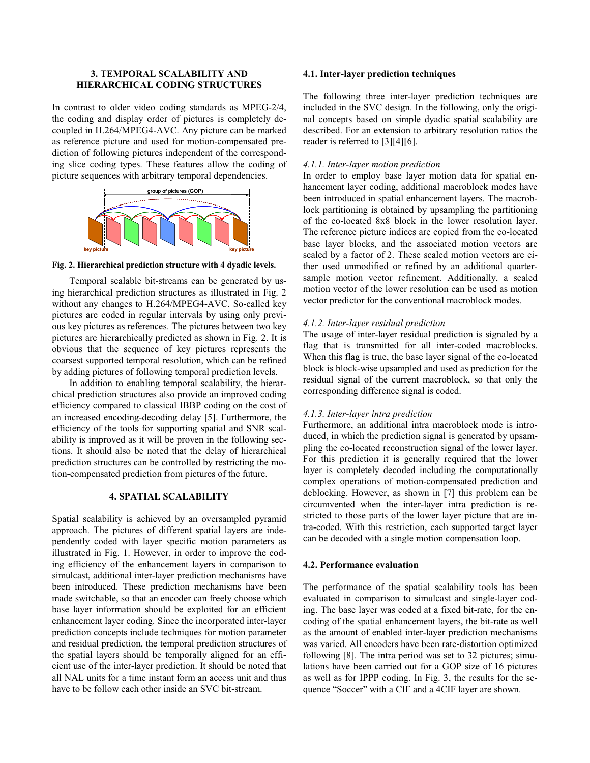## 3. TEMPORAL SCALABILITY AND HIERARCHICAL CODING STRUCTURES

In contrast to older video coding standards as MPEG-2/4, the coding and display order of pictures is completely decoupled in H.264/MPEG4-AVC. Any picture can be marked as reference picture and used for motion-compensated prediction of following pictures independent of the corresponding slice coding types. These features allow the coding of picture sequences with arbitrary temporal dependencies.

group of pictures (GOP)

key picture

key picture

**Fig. 2. Hierarchical prediction structure with 4 dyadic levels.**

Temporal scalable bit-streams can be generated by using hierarchical prediction structures as illustrated in Fig. 2 without any changes to H.264/MPEG4-AVC. So-called key pictures are coded in regular intervals by using only previous key pictures as references. The pictures between two key pictures are hierarchically predicted as shown in Fig. 2. It is obvious that the sequence of key pictures represents the coarsest supported temporal resolution, which can be refined by adding pictures of following temporal prediction levels.

In addition to enabling temporal scalability, the hierarchical prediction structures also provide an improved coding efficiency compared to classical IBBP coding on the cost of an increased encoding-decoding delay [5]. Furthermore, the efficiency of the tools for supporting spatial and SNR scalability is improved as it will be proven in the following sections. It should also be noted that the delay of hierarchical prediction structures can be controlled by restricting the motion-compensated prediction from pictures of the future.

## 4. SPATIAL SCALABILITY

Spatial scalability is achieved by an oversampled pyramid approach. The pictures of different spatial layers are independently coded with layer specific motion parameters as illustrated in Fig. 1. However, in order to improve the coding efficiency of the enhancement layers in comparison to simulcast, additional inter-layer prediction mechanisms have been introduced. These prediction mechanisms have been made switchable, so that an encoder can freely choose which base layer information should be exploited for an efficient enhancement layer coding. Since the incorporated inter-layer prediction concepts include techniques for motion parameter and residual prediction, the temporal prediction structures of the spatial layers should be temporally aligned for an efficient use of the inter-layer prediction. It should be noted that all NAL units for a time instant form an access unit and thus have to be follow each other inside an SVC bit-stream.

### 4.1. Inter-layer prediction techniques

The following three inter-layer prediction techniques are included in the SVC design. In the following, only the original concepts based on simple dyadic spatial scalability are described. For an extension to arbitrary resolution ratios the reader is referred to [3][4][6].

#### *4.1.1. Inter-layer motion prediction*

In order to employ base layer motion data for spatial enhancement layer coding, additional macroblock modes have been introduced in spatial enhancement layers. The macroblock partitioning is obtained by upsampling the partitioning of the co-located 8x8 block in the lower resolution layer. The reference picture indices are copied from the co-located base layer blocks, and the associated motion vectors are scaled by a factor of 2. These scaled motion vectors are either used unmodified or refined by an additional quarter-sample motion vector refinement. Additionally, a scaled motion vector of the lower resolution can be used as motion vector predictor for the conventional macroblock modes.

#### *4.1.2. Inter-layer residual prediction*

The usage of inter-layer residual prediction is signaled by a flag that is transmitted for all inter-coded macroblocks. When this flag is true, the base layer signal of the co-located block is block-wise upsampled and used as prediction for the residual signal of the current macroblock, so that only the corresponding difference signal is coded.

#### *4.1.3. Inter-layer intra prediction*

Furthermore, an additional intra macroblock mode is introduced, in which the prediction signal is generated by upsampling the co-located reconstruction signal of the lower layer. For this prediction it is generally required that the lower layer is completely decoded including the computationally complex operations of motion-compensated prediction and deblocking. However, as shown in [7] this problem can be circumvented when the inter-layer intra prediction is restricted to those parts of the lower layer picture that are intra-coded. With this restriction, each supported target layer can be decoded with a single motion compensation loop.

### 4.2. Performance evaluation

The performance of the spatial scalability tools has been evaluated in comparison to simulcast and single-layer coding. The base layer was coded at a fixed bit-rate, for the encoding of the spatial enhancement layers, the bit-rate as well as the amount of enabled inter-layer prediction mechanisms was varied. All encoders have been rate-distortion optimized following [8]. The intra period was set to 32 pictures; simulations have been carried out for a GOP size of 16 pictures as well as for IPPP coding. In Fig. 3, the results for the sequence "Soccer" with a CIF and a 4CIF layer are shown.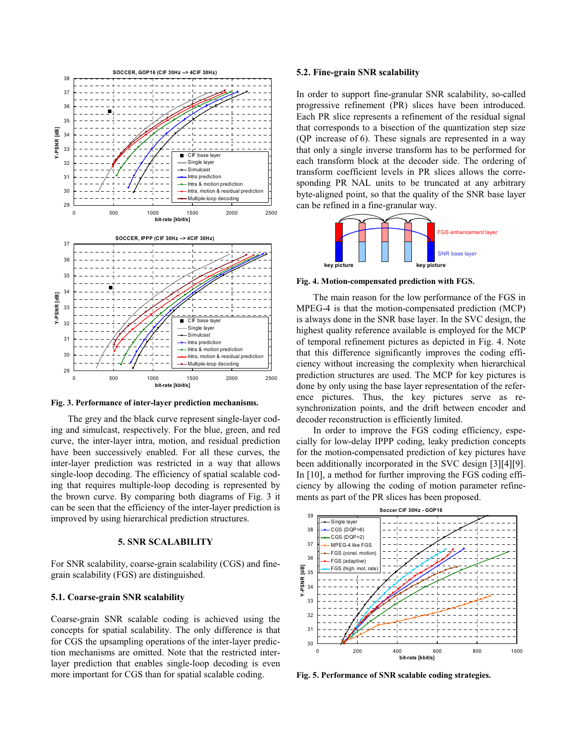Fig. 3. Performance of inter-layer prediction mechanisms.

The grey and the black curve represent single-layer coding and simulcast, respectively. For the blue, green, and red curve, the inter-layer intra, motion, and residual prediction have been successively enabled. For all these curves, the inter-layer prediction was restricted in a way that allows single-loop decoding. The efficiency of spatial scalable coding that requires multiple-loop decoding is represented by the brown curve. By comparing both diagrams of Fig. 3 it can be seen that the efficiency of the inter-layer prediction is improved by using hierarchical prediction structures.

## 5. SNR SCALABILITY

For SNR scalability, coarse-grain scalability (CGS) and fine-grain scalability (FGS) are distinguished.

### 5.1. Coarse-grain SNR scalability

Coarse-grain SNR scalable coding is achieved using the concepts for spatial scalability. The only difference is that for CGS the upsampling operations of the inter-layer prediction mechanisms are omitted. Note that the restricted inter-layer prediction that enables single-loop decoding is even more important for CGS than for spatial scalable coding.

### 5.2. Fine-grain SNR scalability

In order to support fine-granular SNR scalability, so-called progressive refinement (PR) slices have been introduced. Each PR slice represents a refinement of the residual signal that corresponds to a bisection of the quantization step size (QP increase of 6). These signals are represented in a way that only a single inverse transform has to be performed for each transform block at the decoder side. The ordering of transform coefficient levels in PR slices allows the corresponding PR NAL units to be truncated at any arbitrary byte-aligned point, so that the quality of the SNR base layer can be refined in a fine-granular way.

Fig. 4. Motion-compensated prediction with FGS.

The main reason for the low performance of the FGS in MPEG-4 is that the motion-compensated prediction (MCP) is always done in the SNR base layer. In the SVC design, the highest quality reference available is employed for the MCP of temporal refinement pictures as depicted in Fig. 4. Note that this difference significantly improves the coding efficiency without increasing the complexity when hierarchical prediction structures are used. The MCP for key pictures is done by only using the base layer representation of the reference pictures. Thus, the key pictures serve as re-synchronization points, and the drift between encoder and decoder reconstruction is efficiently limited.

In order to improve the FGS coding efficiency, especially for low-delay IPPP coding, leaky prediction concepts for the motion-compensated prediction of key pictures have been additionally incorporated in the SVC design [3][4][9]. In [10], a method for further improving the FGS coding efficiency by allowing the coding of motion parameter refinements as part of the PR slices has been proposed.

Fig. 5. Performance of SNR scalable coding strategies.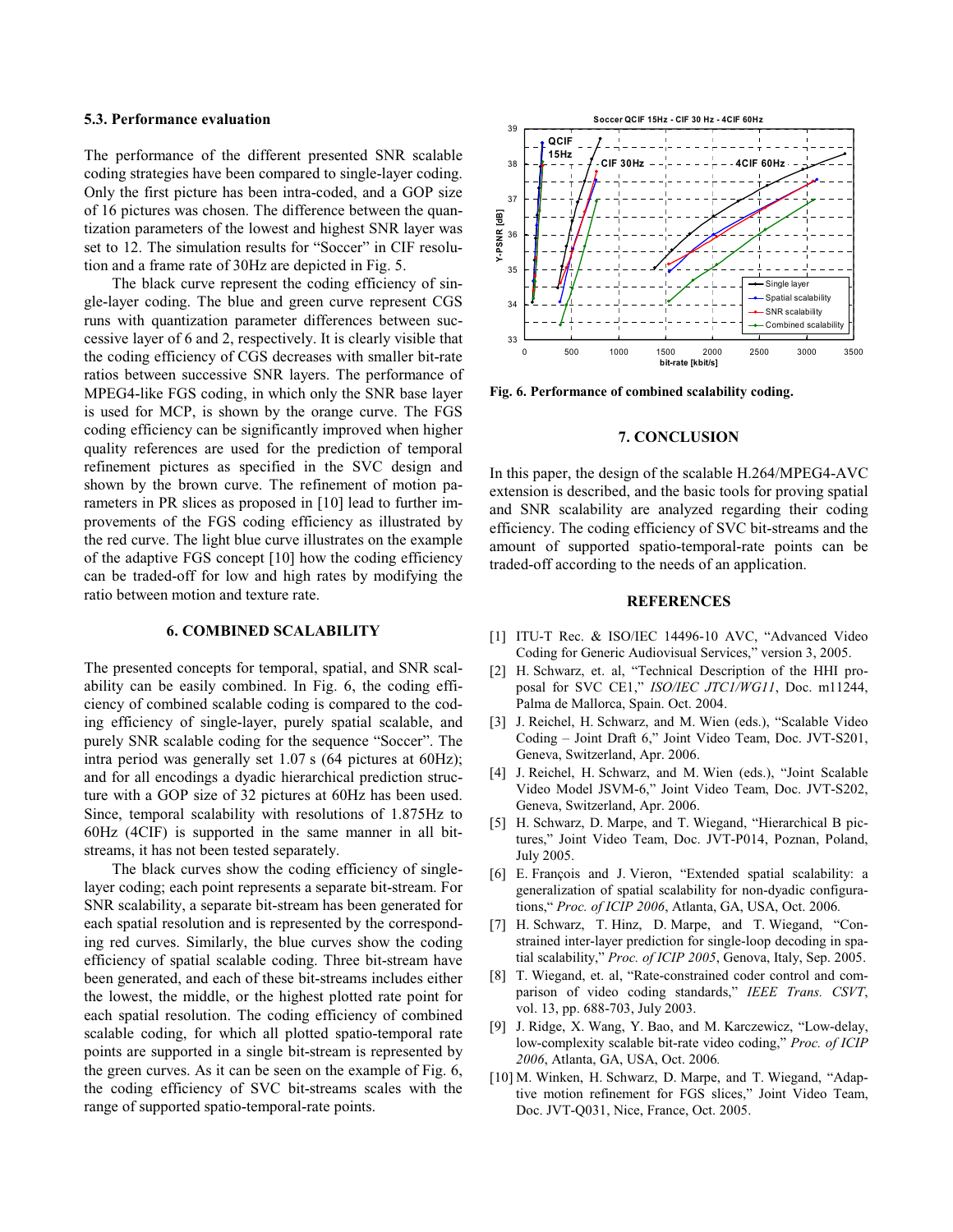### 5.3. Performance evaluation

The performance of the different presented SNR scalable coding strategies have been compared to single-layer coding. Only the first picture has been intra-coded, and a GOP size of 16 pictures was chosen. The difference between the quantization parameters of the lowest and highest SNR layer was set to 12. The simulation results for "Soccer" in CIF resolution and a frame rate of 30Hz are depicted in Fig. 5.

The black curve represent the coding efficiency of single-layer coding. The blue and green curve represent CGS runs with quantization parameter differences between successive layer of 6 and 2, respectively. It is clearly visible that the coding efficiency of CGS decreases with smaller bit-rate ratios between successive SNR layers. The performance of MPEG4-like FGS coding, in which only the SNR base layer is used for MCP, is shown by the orange curve. The FGS coding efficiency can be significantly improved when higher quality references are used for the prediction of temporal refinement pictures as specified in the SVC design and shown by the brown curve. The refinement of motion parameters in PR slices as proposed in [10] lead to further improvements of the FGS coding efficiency as illustrated by the red curve. The light blue curve illustrates on the example of the adaptive FGS concept [10] how the coding efficiency can be traded-off for low and high rates by modifying the ratio between motion and texture rate.

## 6. COMBINED SCALABILITY

The presented concepts for temporal, spatial, and SNR scalability can be easily combined. In Fig. 6, the coding efficiency of combined scalable coding is compared to the coding efficiency of single-layer, purely spatial scalable, and purely SNR scalable coding for the sequence "Soccer". The intra period was generally set 1.07 s (64 pictures at 60Hz); and for all encodings a dyadic hierarchical prediction structure with a GOP size of 32 pictures at 60Hz has been used. Since, temporal scalability with resolutions of 1.875Hz to 60Hz (4CIF) is supported in the same manner in all bit-streams, it has not been tested separately.

The black curves show the coding efficiency of single-layer coding; each point represents a separate bit-stream. For SNR scalability, a separate bit-stream has been generated for each spatial resolution and is represented by the corresponding red curves. Similarly, the blue curves show the coding efficiency of spatial scalable coding. Three bit-stream have been generated, and each of these bit-streams includes either the lowest, the middle, or the highest plotted rate point for each spatial resolution. The coding efficiency of combined scalable coding, for which all plotted spatio-temporal rate points are supported in a single bit-stream is represented by the green curves. As it can be seen on the example of Fig. 6, the coding efficiency of SVC bit-streams scales with the range of supported spatio-temporal-rate points.

Soccer QCIF 15Hz - CIF 30 Hz - 4CIF 60Hz

Y-PSNR [dB]

bit-rate [kbit/s]

QCIF 15Hz

CIF 30Hz

4CIF 60Hz

Single layer

Spatial scalability

SNR scalability

Combined scalability

33 34 35 36 37 38 39

0 500 1000 1500 2000 2500 3000 3500

**Fig. 6. Performance of combined scalability coding.**

## 7. CONCLUSION

In this paper, the design of the scalable H.264/MPEG4-AVC extension is described, and the basic tools for proving spatial and SNR scalability are analyzed regarding their coding efficiency. The coding efficiency of SVC bit-streams and the amount of supported spatio-temporal-rate points can be traded-off according to the needs of an application.

## REFERENCES

[1] ITU-T Rec. & ISO/IEC 14496-10 AVC, "Advanced Video Coding for Generic Audiovisual Services," version 3, 2005.

[2] H. Schwarz, et. al, "Technical Description of the HHI proposal for SVC CE1," *ISO/IEC JTC1/WG11*, Doc. m11244, Palma de Mallorca, Spain. Oct. 2004.

[3] J. Reichel, H. Schwarz, and M. Wien (eds.), "Scalable Video Coding – Joint Draft 6," Joint Video Team, Doc. JVT-S201, Geneva, Switzerland, Apr. 2006.

[4] J. Reichel, H. Schwarz, and M. Wien (eds.), "Joint Scalable Video Model JSVM-6," Joint Video Team, Doc. JVT-S202, Geneva, Switzerland, Apr. 2006.

[5] H. Schwarz, D. Marpe, and T. Wiegand, "Hierarchical B pictures," Joint Video Team, Doc. JVT-P014, Poznan, Poland, July 2005.

[6] E. François and J. Vieron, "Extended spatial scalability: a generalization of spatial scalability for non-dyadic configurations," *Proc. of ICIP 2006*, Atlanta, GA, USA, Oct. 2006.

[7] H. Schwarz, T. Hinz, D. Marpe, and T. Wiegand, "Constrained inter-layer prediction for single-loop decoding in spatial scalability," *Proc. of ICIP 2005*, Genova, Italy, Sep. 2005.

[8] T. Wiegand, et. al, "Rate-constrained coder control and comparison of video coding standards," *IEEE Trans. CSVT*, vol. 13, pp. 688-703, July 2003.

[9] J. Ridge, X. Wang, Y. Bao, and M. Karczewicz, "Low-delay, low-complexity scalable bit-rate video coding," *Proc. of ICIP 2006*, Atlanta, GA, USA, Oct. 2006.

[10] M. Winken, H. Schwarz, D. Marpe, and T. Wiegand, "Adaptive motion refinement for FGS slices," Joint Video Team, Doc. JVT-Q031, Nice, France, Oct. 2005.